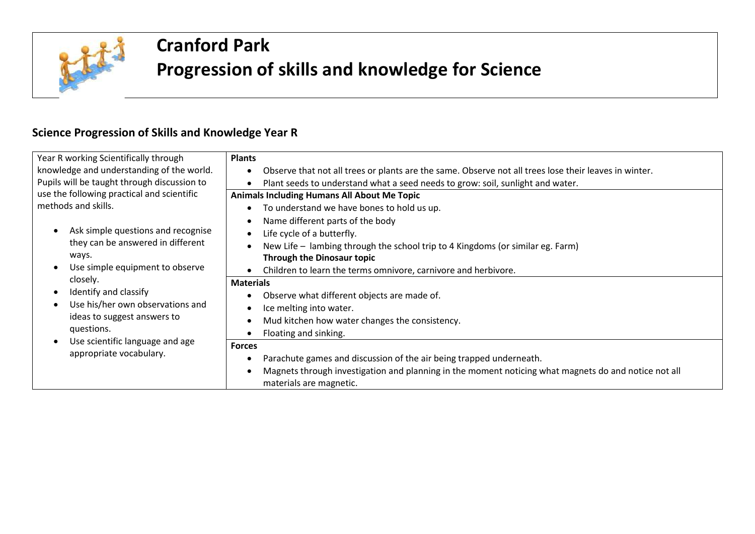# Cranford Park
# Progression of skills and knowledge for Science

## Science Progression of Skills and Knowledge Year R

| Year R working Scientifically through knowledge and understanding of the world. Pupils will be taught through discussion to use the following practical and scientific methods and skills.<br><br>• Ask simple questions and recognise they can be answered in different ways.<br>• Use simple equipment to observe closely.<br>• Identify and classify<br>• Use his/her own observations and ideas to suggest answers to questions.<br>• Use scientific language and age appropriate vocabulary. | **Plants**<br>• Observe that not all trees or plants are the same. Observe not all trees lose their leaves in winter.<br>• Plant seeds to understand what a seed needs to grow: soil, sunlight and water. |
|---|---|
| | **Animals Including Humans All About Me Topic**<br>• To understand we have bones to hold us up.<br>• Name different parts of the body<br>• Life cycle of a butterfly.<br>• New Life – lambing through the school trip to 4 Kingdoms (or similar eg. Farm)<br>**Through the Dinosaur topic**<br>• Children to learn the terms omnivore, carnivore and herbivore. |
| | **Materials**<br>• Observe what different objects are made of.<br>• Ice melting into water.<br>• Mud kitchen how water changes the consistency.<br>• Floating and sinking. |
| | **Forces**<br>• Parachute games and discussion of the air being trapped underneath.<br>• Magnets through investigation and planning in the moment noticing what magnets do and notice not all materials are magnetic. |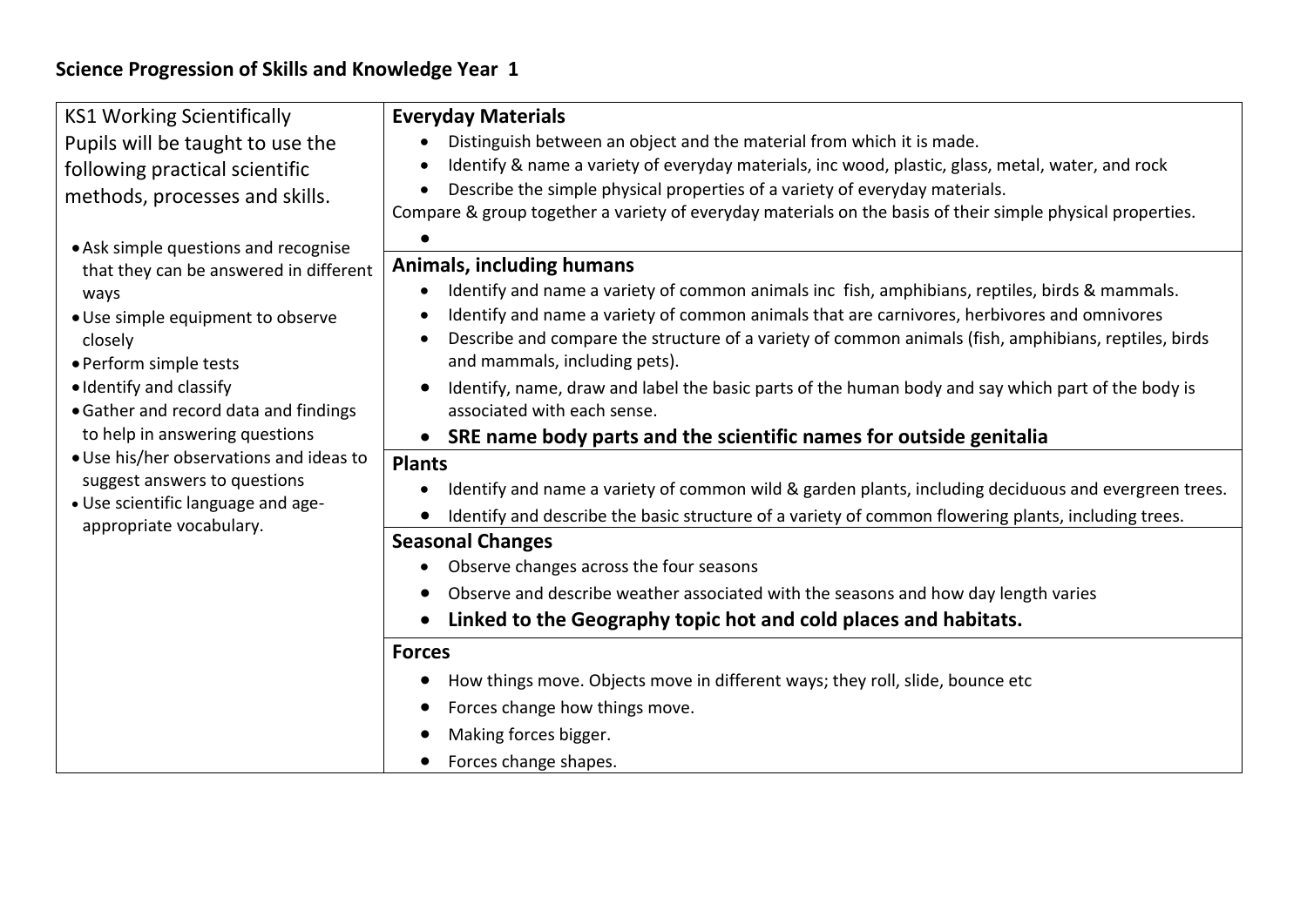# Science Progression of Skills and Knowledge Year 1

| KS1 Working Scientifically | |
|---|---|
| Pupils will be taught to use the following practical scientific methods, processes and skills.<br><br>• Ask simple questions and recognise that they can be answered in different ways<br>• Use simple equipment to observe closely<br>• Perform simple tests<br>• Identify and classify<br>• Gather and record data and findings to help in answering questions<br>• Use his/her observations and ideas to suggest answers to questions<br>• Use scientific language and age-appropriate vocabulary. | **Everyday Materials**<br>• Distinguish between an object and the material from which it is made.<br>• Identify & name a variety of everyday materials, inc wood, plastic, glass, metal, water, and rock<br>• Describe the simple physical properties of a variety of everyday materials.<br>Compare & group together a variety of everyday materials on the basis of their simple physical properties.<br>• |
| | **Animals, including humans**<br>• Identify and name a variety of common animals inc fish, amphibians, reptiles, birds & mammals.<br>• Identify and name a variety of common animals that are carnivores, herbivores and omnivores<br>• Describe and compare the structure of a variety of common animals (fish, amphibians, reptiles, birds and mammals, including pets).<br>• Identify, name, draw and label the basic parts of the human body and say which part of the body is associated with each sense.<br>• **SRE name body parts and the scientific names for outside genitalia** |
| | **Plants**<br>• Identify and name a variety of common wild & garden plants, including deciduous and evergreen trees.<br>• Identify and describe the basic structure of a variety of common flowering plants, including trees. |
| | **Seasonal Changes**<br>• Observe changes across the four seasons<br>• Observe and describe weather associated with the seasons and how day length varies<br>• **Linked to the Geography topic hot and cold places and habitats.** |
| | **Forces**<br>• How things move. Objects move in different ways; they roll, slide, bounce etc<br>• Forces change how things move.<br>• Making forces bigger.<br>• Forces change shapes. |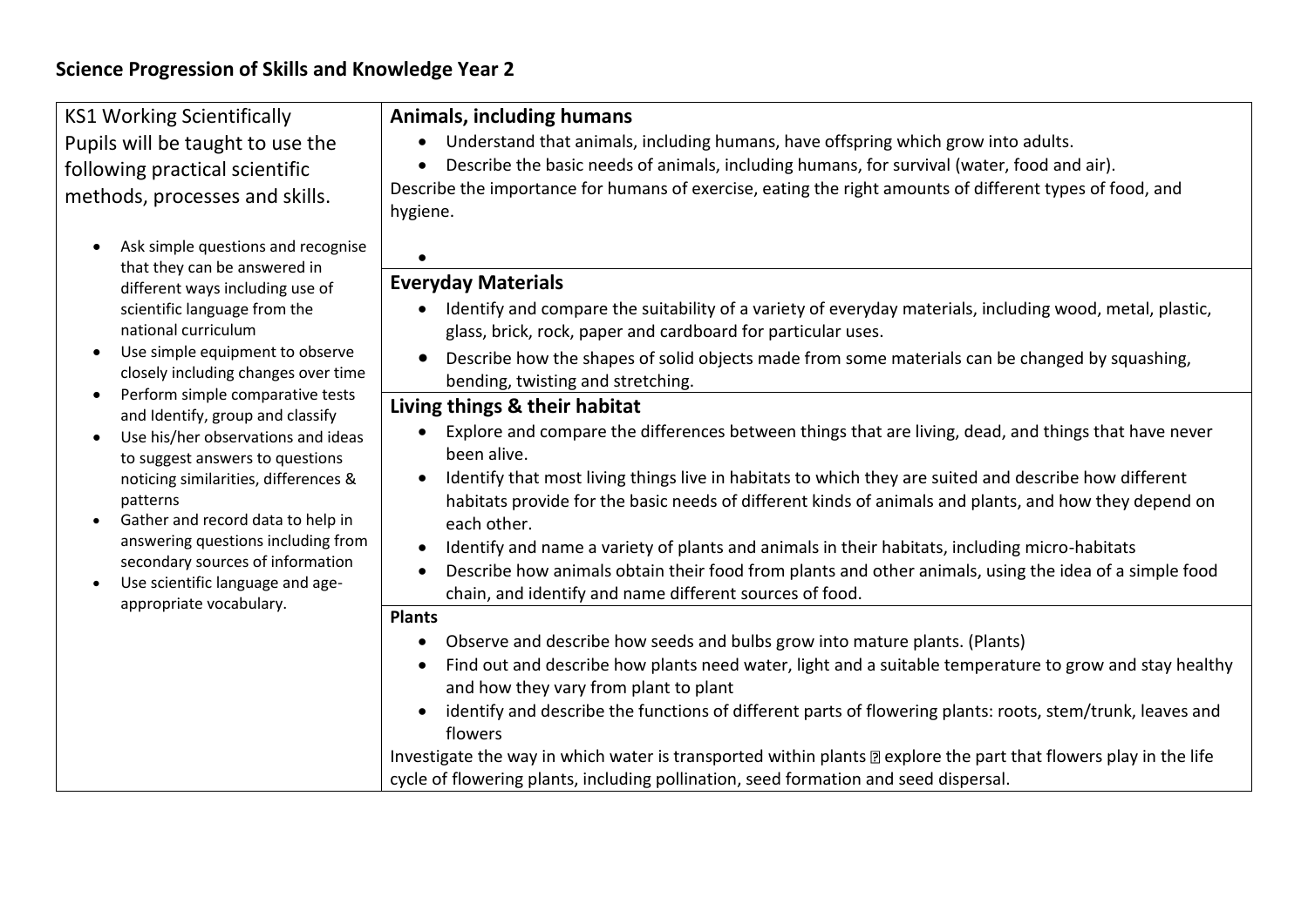## Science Progression of Skills and Knowledge Year 2

| KS1 Working Scientifically | Topics |
|---|---|
| Pupils will be taught to use the following practical scientific methods, processes and skills.<br><br>• Ask simple questions and recognise that they can be answered in different ways including use of scientific language from the national curriculum<br>• Use simple equipment to observe closely including changes over time<br>• Perform simple comparative tests and Identify, group and classify<br>• Use his/her observations and ideas to suggest answers to questions noticing similarities, differences & patterns<br>• Gather and record data to help in answering questions including from secondary sources of information<br>• Use scientific language and age-appropriate vocabulary. | **Animals, including humans**<br>• Understand that animals, including humans, have offspring which grow into adults.<br>• Describe the basic needs of animals, including humans, for survival (water, food and air).<br>Describe the importance for humans of exercise, eating the right amounts of different types of food, and hygiene.<br>• |
| | **Everyday Materials**<br>• Identify and compare the suitability of a variety of everyday materials, including wood, metal, plastic, glass, brick, rock, paper and cardboard for particular uses.<br>• Describe how the shapes of solid objects made from some materials can be changed by squashing, bending, twisting and stretching. |
| | **Living things & their habitat**<br>• Explore and compare the differences between things that are living, dead, and things that have never been alive.<br>• Identify that most living things live in habitats to which they are suited and describe how different habitats provide for the basic needs of different kinds of animals and plants, and how they depend on each other.<br>• Identify and name a variety of plants and animals in their habitats, including micro-habitats<br>• Describe how animals obtain their food from plants and other animals, using the idea of a simple food chain, and identify and name different sources of food. |
| | **Plants**<br>• Observe and describe how seeds and bulbs grow into mature plants. (Plants)<br>• Find out and describe how plants need water, light and a suitable temperature to grow and stay healthy and how they vary from plant to plant<br>• identify and describe the functions of different parts of flowering plants: roots, stem/trunk, leaves and flowers<br>Investigate the way in which water is transported within plants  explore the part that flowers play in the life cycle of flowering plants, including pollination, seed formation and seed dispersal. |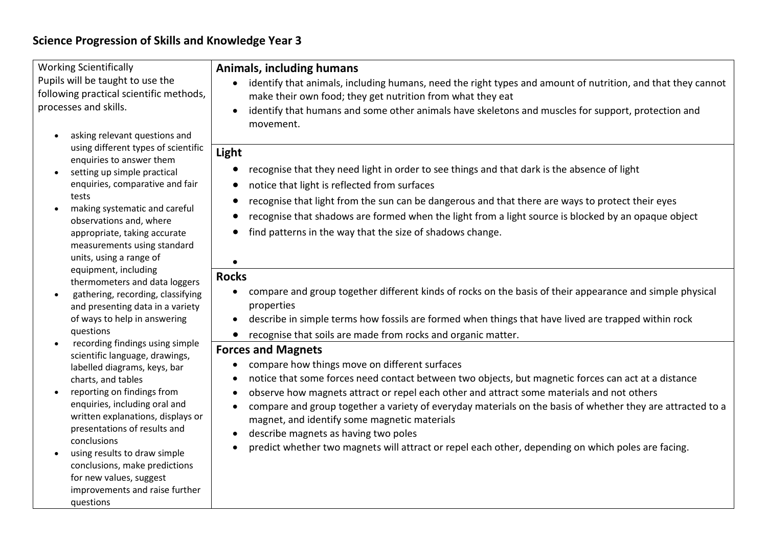# Science Progression of Skills and Knowledge Year 3

| Working Scientifically | |
|---|---|
| Pupils will be taught to use the following practical scientific methods, processes and skills.<br><br>• asking relevant questions and using different types of scientific enquiries to answer them<br>• setting up simple practical enquiries, comparative and fair tests<br>• making systematic and careful observations and, where appropriate, taking accurate measurements using standard units, using a range of equipment, including thermometers and data loggers<br>• gathering, recording, classifying and presenting data in a variety of ways to help in answering questions<br>• recording findings using simple scientific language, drawings, labelled diagrams, keys, bar charts, and tables<br>• reporting on findings from enquiries, including oral and written explanations, displays or presentations of results and conclusions<br>• using results to draw simple conclusions, make predictions for new values, suggest improvements and raise further questions | **Animals, including humans**<br>• identify that animals, including humans, need the right types and amount of nutrition, and that they cannot make their own food; they get nutrition from what they eat<br>• identify that humans and some other animals have skeletons and muscles for support, protection and movement.<br><br>**Light**<br>• recognise that they need light in order to see things and that dark is the absence of light<br>• notice that light is reflected from surfaces<br>• recognise that light from the sun can be dangerous and that there are ways to protect their eyes<br>• recognise that shadows are formed when the light from a light source is blocked by an opaque object<br>• find patterns in the way that the size of shadows change.<br><br>**Rocks**<br>• compare and group together different kinds of rocks on the basis of their appearance and simple physical properties<br>• describe in simple terms how fossils are formed when things that have lived are trapped within rock<br>• recognise that soils are made from rocks and organic matter.<br><br>**Forces and Magnets**<br>• compare how things move on different surfaces<br>• notice that some forces need contact between two objects, but magnetic forces can act at a distance<br>• observe how magnets attract or repel each other and attract some materials and not others<br>• compare and group together a variety of everyday materials on the basis of whether they are attracted to a magnet, and identify some magnetic materials<br>• describe magnets as having two poles<br>• predict whether two magnets will attract or repel each other, depending on which poles are facing. |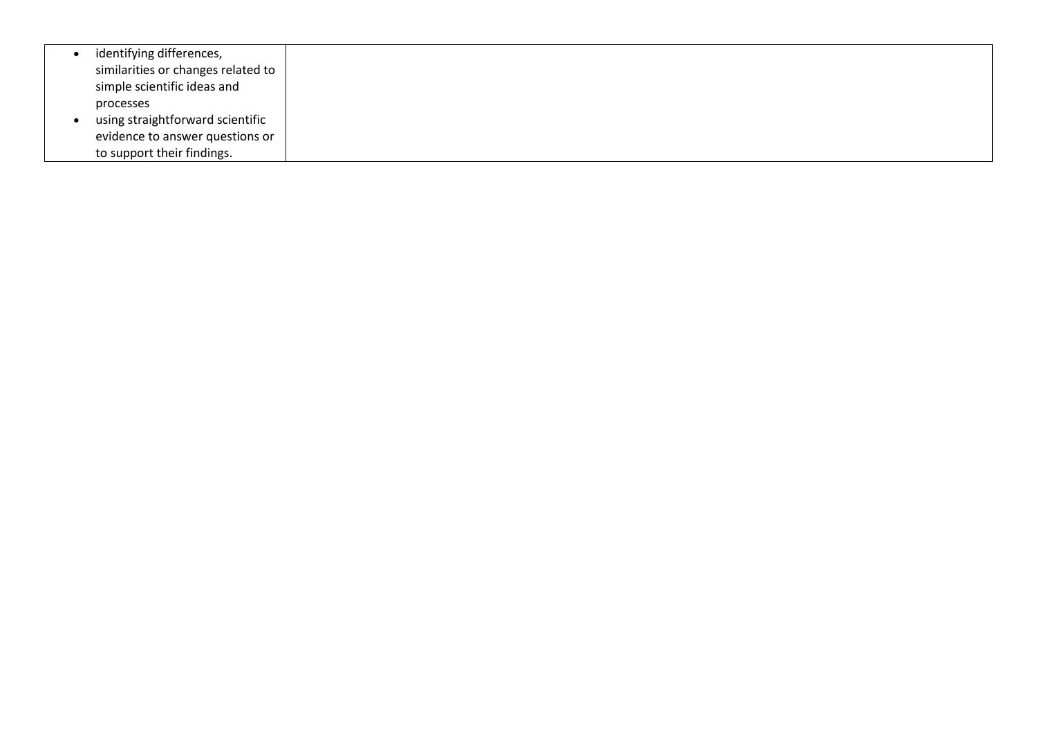| | |
|---|---|
| • identifying differences, similarities or changes related to simple scientific ideas and processes<br>• using straightforward scientific evidence to answer questions or to support their findings. | |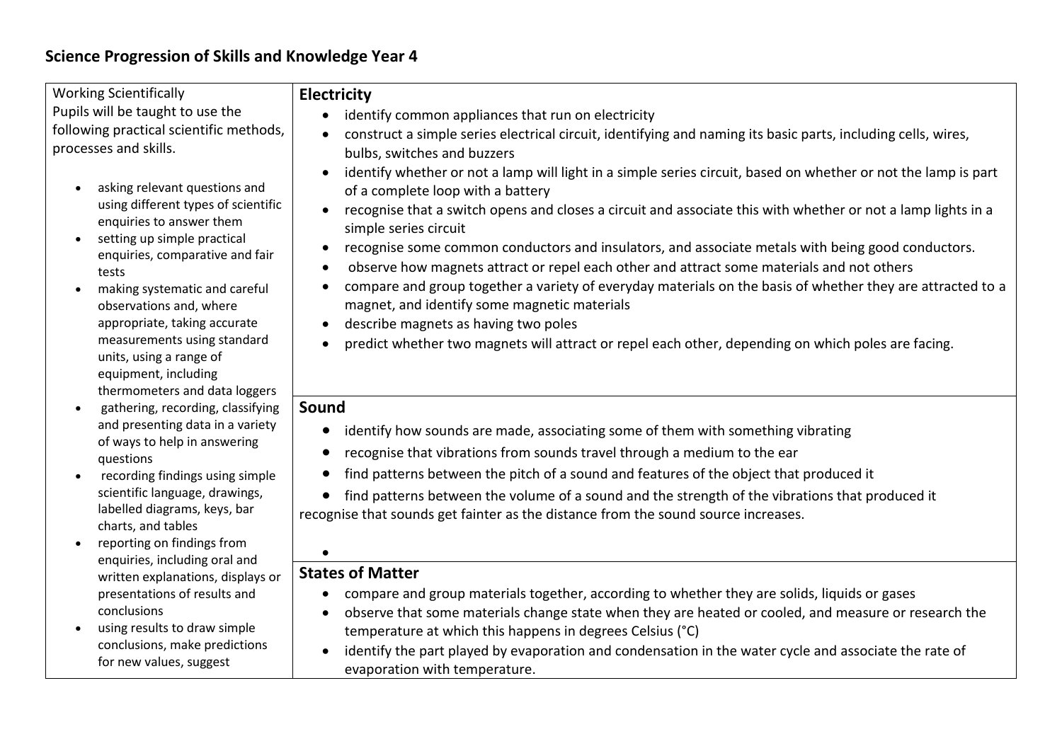# Science Progression of Skills and Knowledge Year 4

| Working Scientifically | Topics |
| --- | --- |
| Working Scientifically<br>Pupils will be taught to use the following practical scientific methods, processes and skills.<br><br>• asking relevant questions and using different types of scientific enquiries to answer them<br>• setting up simple practical enquiries, comparative and fair tests<br>• making systematic and careful observations and, where appropriate, taking accurate measurements using standard units, using a range of equipment, including thermometers and data loggers<br>• gathering, recording, classifying and presenting data in a variety of ways to help in answering questions<br>• recording findings using simple scientific language, drawings, labelled diagrams, keys, bar charts, and tables<br>• reporting on findings from enquiries, including oral and written explanations, displays or presentations of results and conclusions<br>• using results to draw simple conclusions, make predictions for new values, suggest | **Electricity**<br>• identify common appliances that run on electricity<br>• construct a simple series electrical circuit, identifying and naming its basic parts, including cells, wires, bulbs, switches and buzzers<br>• identify whether or not a lamp will light in a simple series circuit, based on whether or not the lamp is part of a complete loop with a battery<br>• recognise that a switch opens and closes a circuit and associate this with whether or not a lamp lights in a simple series circuit<br>• recognise some common conductors and insulators, and associate metals with being good conductors.<br>• observe how magnets attract or repel each other and attract some materials and not others<br>• compare and group together a variety of everyday materials on the basis of whether they are attracted to a magnet, and identify some magnetic materials<br>• describe magnets as having two poles<br>• predict whether two magnets will attract or repel each other, depending on which poles are facing.<br><br>**Sound**<br>• identify how sounds are made, associating some of them with something vibrating<br>• recognise that vibrations from sounds travel through a medium to the ear<br>• find patterns between the pitch of a sound and features of the object that produced it<br>• find patterns between the volume of a sound and the strength of the vibrations that produced it<br>recognise that sounds get fainter as the distance from the sound source increases.<br><br>**States of Matter**<br>• compare and group materials together, according to whether they are solids, liquids or gases<br>• observe that some materials change state when they are heated or cooled, and measure or research the temperature at which this happens in degrees Celsius (°C)<br>• identify the part played by evaporation and condensation in the water cycle and associate the rate of evaporation with temperature. |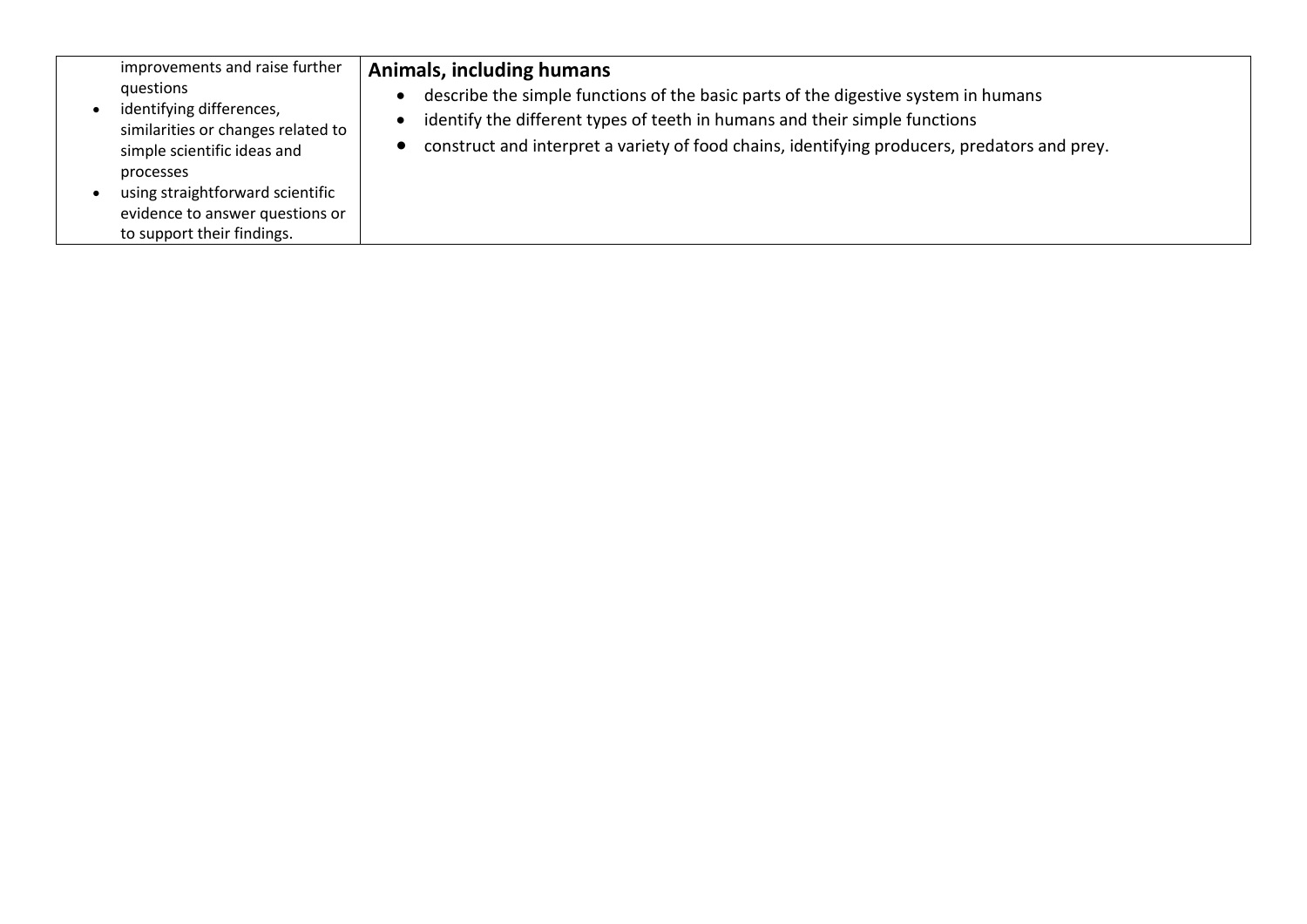| | |
|---|---|
| improvements and raise further questions<br>• identifying differences, similarities or changes related to simple scientific ideas and processes<br>• using straightforward scientific evidence to answer questions or to support their findings. | **Animals, including humans**<br>• describe the simple functions of the basic parts of the digestive system in humans<br>• identify the different types of teeth in humans and their simple functions<br>• construct and interpret a variety of food chains, identifying producers, predators and prey. |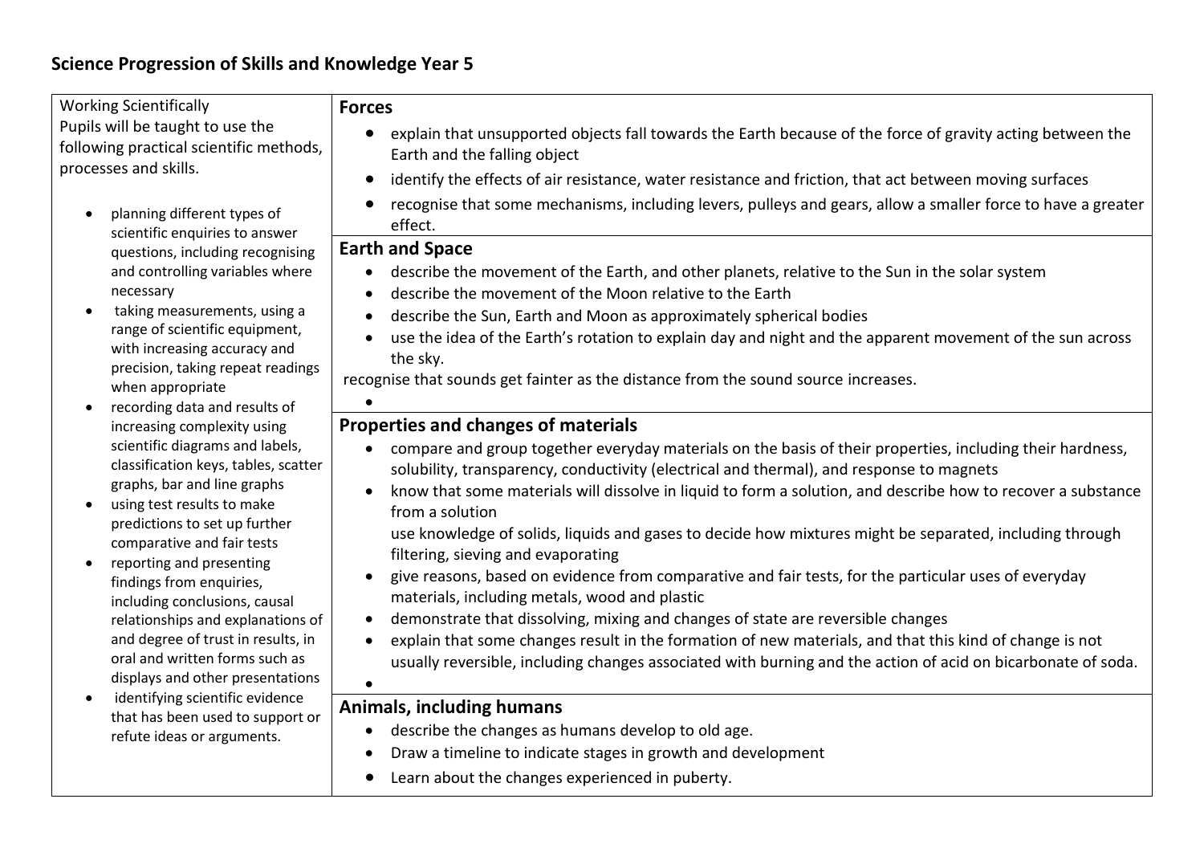# Science Progression of Skills and Knowledge Year 5

| Working Scientifically | |
|---|---|
| Pupils will be taught to use the following practical scientific methods, processes and skills.<br><br>• planning different types of scientific enquiries to answer questions, including recognising and controlling variables where necessary<br>• taking measurements, using a range of scientific equipment, with increasing accuracy and precision, taking repeat readings when appropriate<br>• recording data and results of increasing complexity using scientific diagrams and labels, classification keys, tables, scatter graphs, bar and line graphs<br>• using test results to make predictions to set up further comparative and fair tests<br>• reporting and presenting findings from enquiries, including conclusions, causal relationships and explanations of and degree of trust in results, in oral and written forms such as displays and other presentations<br>• identifying scientific evidence that has been used to support or refute ideas or arguments. | **Forces**<br>• explain that unsupported objects fall towards the Earth because of the force of gravity acting between the Earth and the falling object<br>• identify the effects of air resistance, water resistance and friction, that act between moving surfaces<br>• recognise that some mechanisms, including levers, pulleys and gears, allow a smaller force to have a greater effect.<br><br>**Earth and Space**<br>• describe the movement of the Earth, and other planets, relative to the Sun in the solar system<br>• describe the movement of the Moon relative to the Earth<br>• describe the Sun, Earth and Moon as approximately spherical bodies<br>• use the idea of the Earth's rotation to explain day and night and the apparent movement of the sun across the sky.<br>recognise that sounds get fainter as the distance from the sound source increases.<br><br>**Properties and changes of materials**<br>• compare and group together everyday materials on the basis of their properties, including their hardness, solubility, transparency, conductivity (electrical and thermal), and response to magnets<br>• know that some materials will dissolve in liquid to form a solution, and describe how to recover a substance from a solution<br>use knowledge of solids, liquids and gases to decide how mixtures might be separated, including through filtering, sieving and evaporating<br>• give reasons, based on evidence from comparative and fair tests, for the particular uses of everyday materials, including metals, wood and plastic<br>• demonstrate that dissolving, mixing and changes of state are reversible changes<br>• explain that some changes result in the formation of new materials, and that this kind of change is not usually reversible, including changes associated with burning and the action of acid on bicarbonate of soda.<br><br>**Animals, including humans**<br>• describe the changes as humans develop to old age.<br>• Draw a timeline to indicate stages in growth and development<br>• Learn about the changes experienced in puberty. |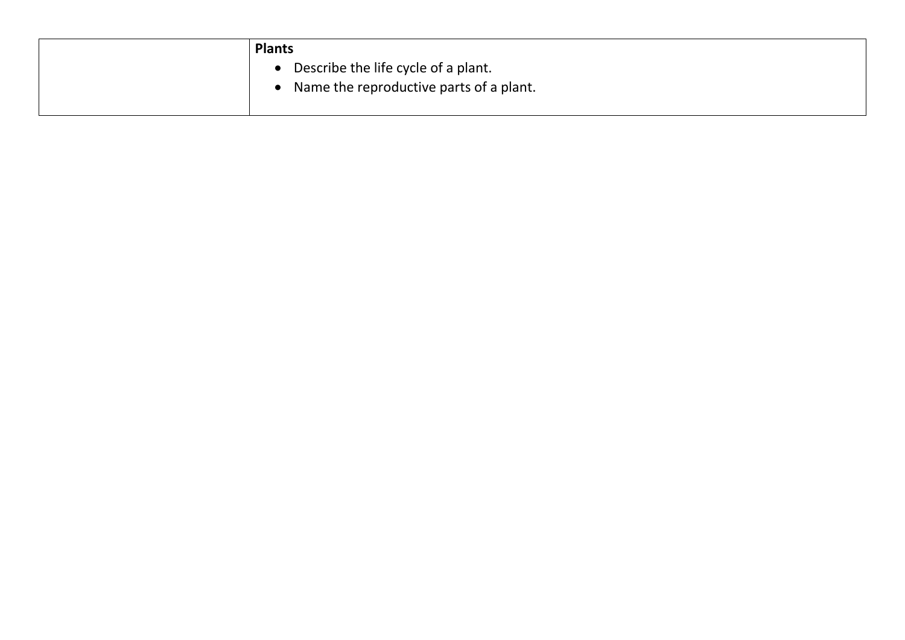| | **Plants**<br>• Describe the life cycle of a plant.<br>• Name the reproductive parts of a plant. |
|---|---|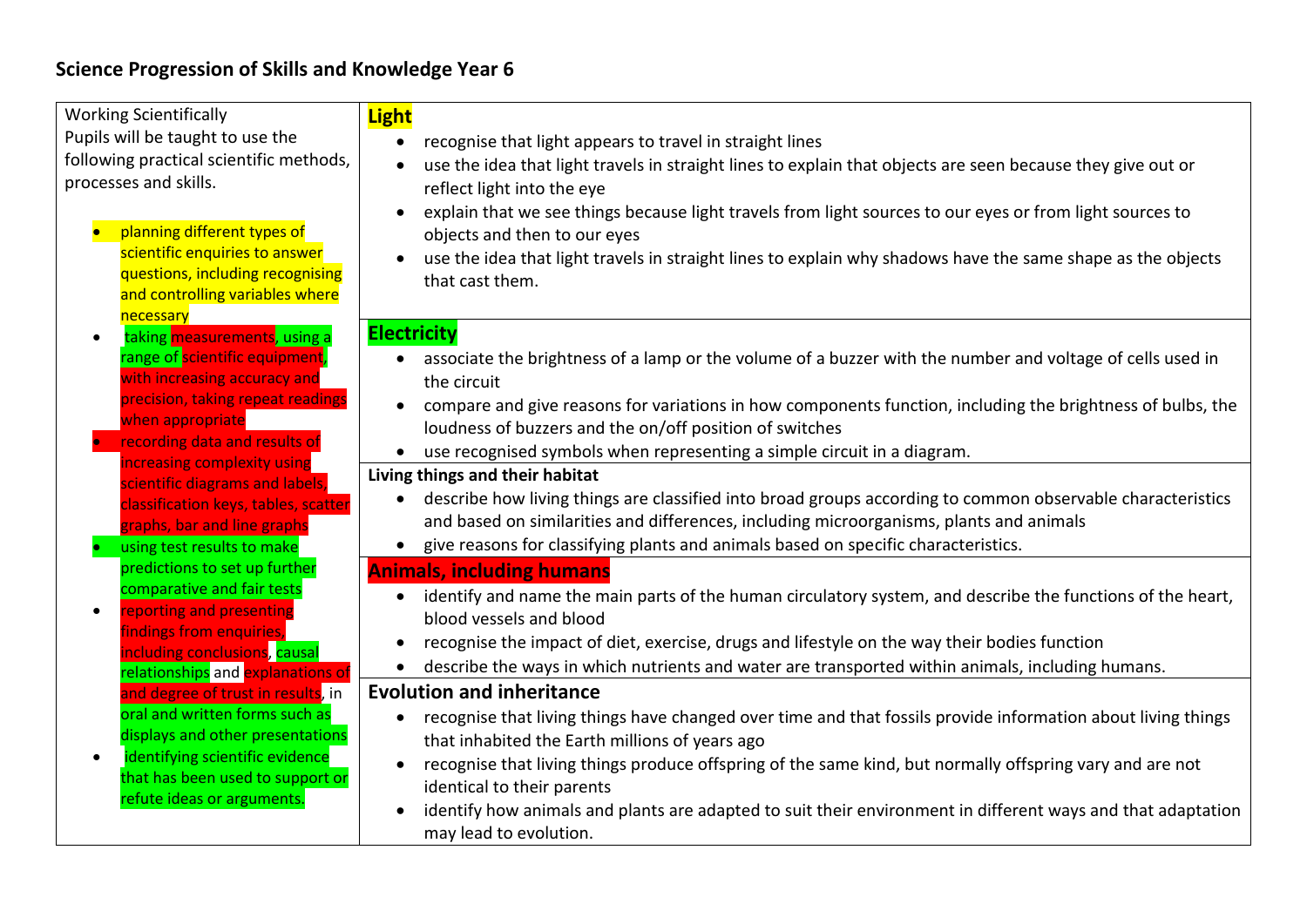# Science Progression of Skills and Knowledge Year 6

| | |
|---|---|
| Working Scientifically<br>Pupils will be taught to use the following practical scientific methods, processes and skills.<br><br>• planning different types of scientific enquiries to answer questions, including recognising and controlling variables where necessary<br>• taking measurements, using a range of scientific equipment, with increasing accuracy and precision, taking repeat readings when appropriate<br>• recording data and results of increasing complexity using scientific diagrams and labels, classification keys, tables, scatter graphs, bar and line graphs<br>• using test results to make predictions to set up further comparative and fair tests<br>• reporting and presenting findings from enquiries, including conclusions, causal relationships and explanations of and degree of trust in results, in oral and written forms such as displays and other presentations<br>• identifying scientific evidence that has been used to support or refute ideas or arguments. | **Light**<br>• recognise that light appears to travel in straight lines<br>• use the idea that light travels in straight lines to explain that objects are seen because they give out or reflect light into the eye<br>• explain that we see things because light travels from light sources to our eyes or from light sources to objects and then to our eyes<br>• use the idea that light travels in straight lines to explain why shadows have the same shape as the objects that cast them.<br><br>**Electricity**<br>• associate the brightness of a lamp or the volume of a buzzer with the number and voltage of cells used in the circuit<br>• compare and give reasons for variations in how components function, including the brightness of bulbs, the loudness of buzzers and the on/off position of switches<br>• use recognised symbols when representing a simple circuit in a diagram.<br><br>**Living things and their habitat**<br>• describe how living things are classified into broad groups according to common observable characteristics and based on similarities and differences, including microorganisms, plants and animals<br>• give reasons for classifying plants and animals based on specific characteristics.<br><br>**Animals, including humans**<br>• identify and name the main parts of the human circulatory system, and describe the functions of the heart, blood vessels and blood<br>• recognise the impact of diet, exercise, drugs and lifestyle on the way their bodies function<br>• describe the ways in which nutrients and water are transported within animals, including humans.<br><br>**Evolution and inheritance**<br>• recognise that living things have changed over time and that fossils provide information about living things that inhabited the Earth millions of years ago<br>• recognise that living things produce offspring of the same kind, but normally offspring vary and are not identical to their parents<br>• identify how animals and plants are adapted to suit their environment in different ways and that adaptation may lead to evolution. |